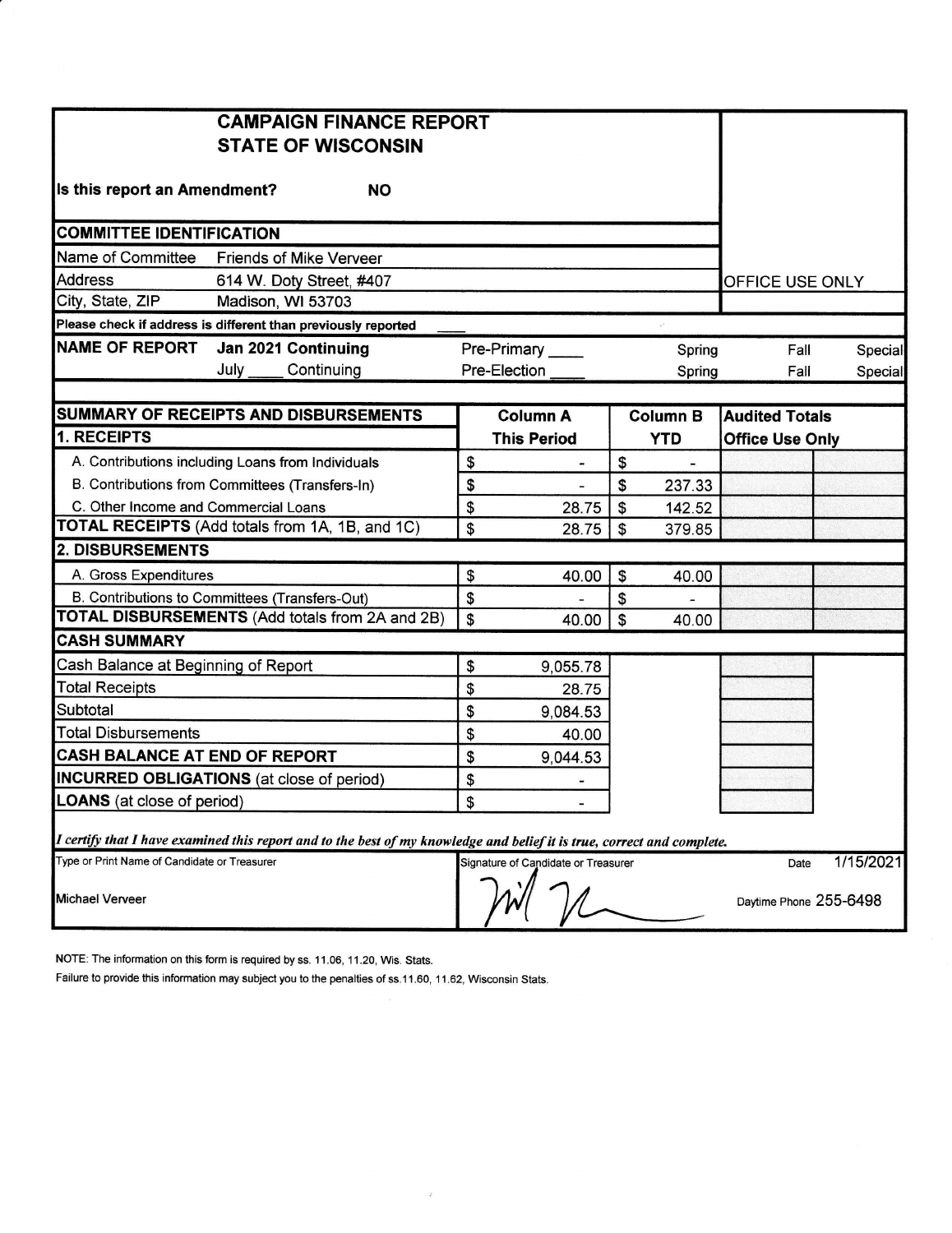# CAMPAIGN FINANCE REPORT
# STATE OF WISCONSIN

**Is this report an Amendment?** **NO**

OFFICE USE ONLY

## COMMITTEE IDENTIFICATION

| | |
|---|---|
| Name of Committee | Friends of Mike Verveer |
| Address | 614 W. Doty Street, #407 |
| City, State, ZIP | Madison, WI 53703 |

**Please check if address is different than previously reported** ____

| **NAME OF REPORT** | **Jan 2021 Continuing** | Pre-Primary ____ | Spring | Fall | Special |
|---|---|---|---|---|---|
| | July ____ Continuing | Pre-Election ____ | Spring | Fall | Special |

| **SUMMARY OF RECEIPTS AND DISBURSEMENTS** | **Column A** | **Column B** | **Audited Totals** |
|---|---|---|---|
| **1. RECEIPTS** | **This Period** | **YTD** | **Office Use Only** |
| A. Contributions including Loans from Individuals | $ - | $ - | |
| B. Contributions from Committees (Transfers-In) | $ - | $ 237.33 | |
| C. Other Income and Commercial Loans | $ 28.75 | $ 142.52 | |
| **TOTAL RECEIPTS** (Add totals from 1A, 1B, and 1C) | $ 28.75 | $ 379.85 | |
| **2. DISBURSEMENTS** | | | |
| A. Gross Expenditures | $ 40.00 | $ 40.00 | |
| B. Contributions to Committees (Transfers-Out) | $ - | $ - | |
| **TOTAL DISBURSEMENTS** (Add totals from 2A and 2B) | $ 40.00 | $ 40.00 | |
| **CASH SUMMARY** | | | |
| Cash Balance at Beginning of Report | $ 9,055.78 | | |
| Total Receipts | $ 28.75 | | |
| Subtotal | $ 9,084.53 | | |
| Total Disbursements | $ 40.00 | | |
| **CASH BALANCE AT END OF REPORT** | $ 9,044.53 | | |
| **INCURRED OBLIGATIONS** (at close of period) | $ - | | |
| **LOANS** (at close of period) | $ - | | |

***I certify that I have examined this report and to the best of my knowledge and belief it is true, correct and complete.***

| Type or Print Name of Candidate or Treasurer | Signature of Candidate or Treasurer | Date 1/15/2021 |
|---|---|---|
| Michael Verveer | [signature] | Daytime Phone 255-6498 |

NOTE: The information on this form is required by ss. 11.06, 11.20, Wis. Stats.

Failure to provide this information may subject you to the penalties of ss.11.60, 11.62, Wisconsin Stats.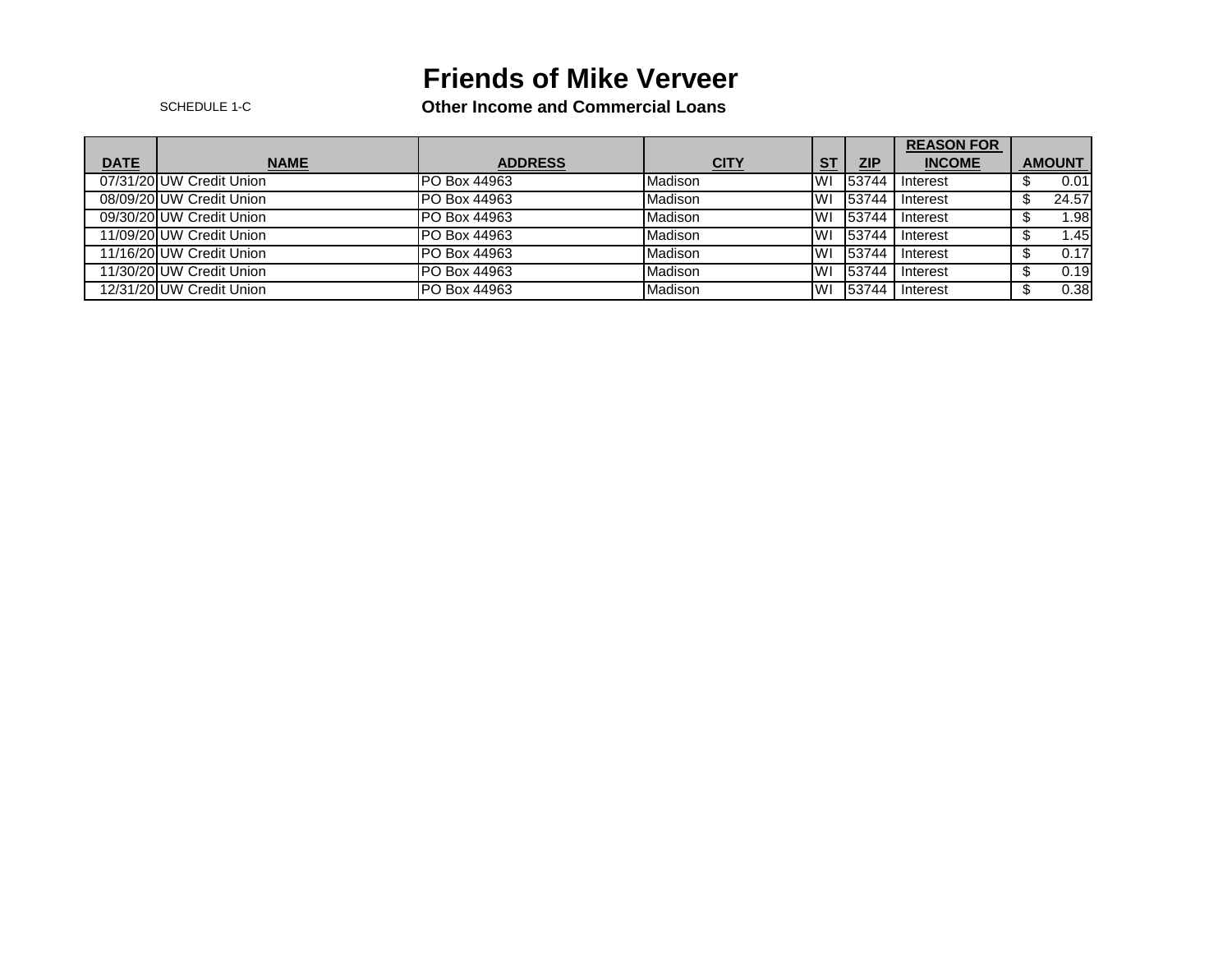# Friends of Mike Verveer

SCHEDULE 1-C

## Other Income and Commercial Loans

| DATE | NAME | ADDRESS | CITY | ST | ZIP | REASON FOR INCOME | AMOUNT |
|---|---|---|---|---|---|---|---|
| 07/31/20 | UW Credit Union | PO Box 44963 | Madison | WI | 53744 | Interest | $ 0.01 |
| 08/09/20 | UW Credit Union | PO Box 44963 | Madison | WI | 53744 | Interest | $ 24.57 |
| 09/30/20 | UW Credit Union | PO Box 44963 | Madison | WI | 53744 | Interest | $ 1.98 |
| 11/09/20 | UW Credit Union | PO Box 44963 | Madison | WI | 53744 | Interest | $ 1.45 |
| 11/16/20 | UW Credit Union | PO Box 44963 | Madison | WI | 53744 | Interest | $ 0.17 |
| 11/30/20 | UW Credit Union | PO Box 44963 | Madison | WI | 53744 | Interest | $ 0.19 |
| 12/31/20 | UW Credit Union | PO Box 44963 | Madison | WI | 53744 | Interest | $ 0.38 |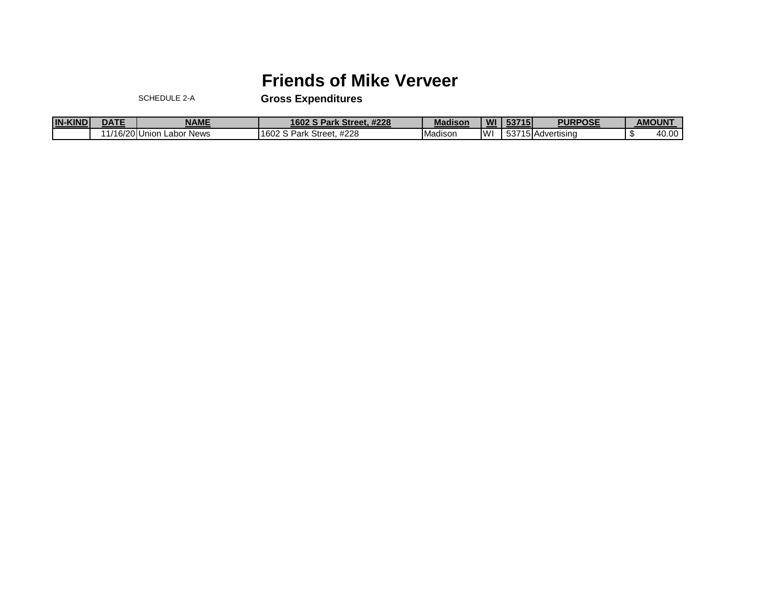# Friends of Mike Verveer

SCHEDULE 2-A

## Gross Expenditures

| IN-KIND | DATE | NAME | 1602 S Park Street, #228 | Madison | WI | 53715 | PURPOSE | AMOUNT |
|---|---|---|---|---|---|---|---|---|
| | 11/16/20 | Union Labor News | 1602 S Park Street, #228 | Madison | WI | 53715 | Advertising | $ 40.00 |